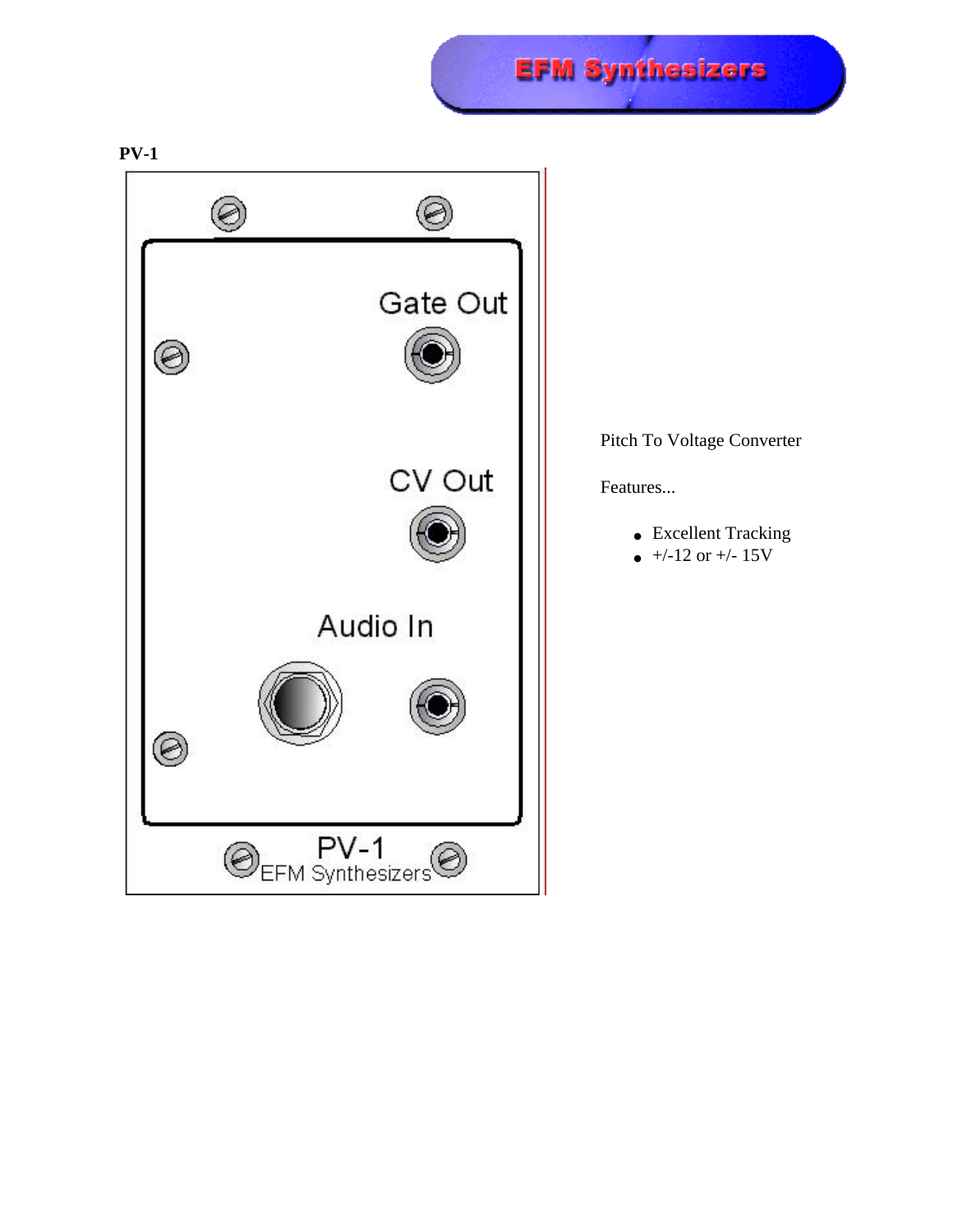**PV-1**

Pitch To Voltage Converter

Features...

- Excellent Tracking
- +/-12 or +/- 15V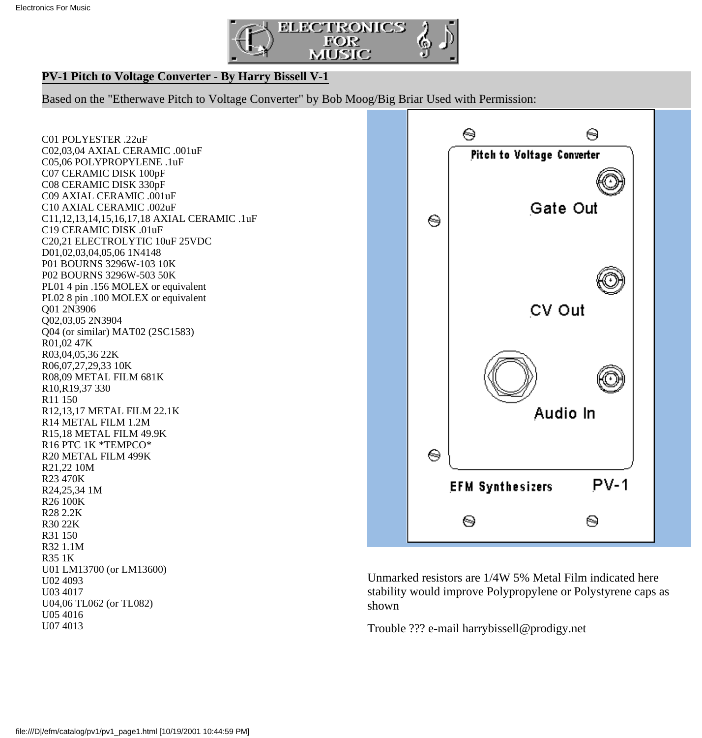## PV-1 Pitch to Voltage Converter - By Harry Bissell V-1

Based on the "Etherwave Pitch to Voltage Converter" by Bob Moog/Big Briar Used with Permission:

C01 POLYESTER .22uF
C02,03,04 AXIAL CERAMIC .001uF
C05,06 POLYPROPYLENE .1uF
C07 CERAMIC DISK 100pF
C08 CERAMIC DISK 330pF
C09 AXIAL CERAMIC .001uF
C10 AXIAL CERAMIC .002uF
C11,12,13,14,15,16,17,18 AXIAL CERAMIC .1uF
C19 CERAMIC DISK .01uF
C20,21 ELECTROLYTIC 10uF 25VDC
D01,02,03,04,05,06 1N4148
P01 BOURNS 3296W-103 10K
P02 BOURNS 3296W-503 50K
PL01 4 pin .156 MOLEX or equivalent
PL02 8 pin .100 MOLEX or equivalent
Q01 2N3906
Q02,03,05 2N3904
Q04 (or similar) MAT02 (2SC1583)
R01,02 47K
R03,04,05,36 22K
R06,07,27,29,33 10K
R08,09 METAL FILM 681K
R10,R19,37 330
R11 150
R12,13,17 METAL FILM 22.1K
R14 METAL FILM 1.2M
R15,18 METAL FILM 49.9K
R16 PTC 1K *TEMPCO*
R20 METAL FILM 499K
R21,22 10M
R23 470K
R24,25,34 1M
R26 100K
R28 2.2K
R30 22K
R31 150
R32 1.1M
R35 1K
U01 LM13700 (or LM13600)
U02 4093
U03 4017
U04,06 TL062 (or TL082)
U05 4016
U07 4013

Pitch to Voltage Converter

Gate Out

CV Out

Audio In

EFM Synthesizers PV-1

Unmarked resistors are 1/4W 5% Metal Film indicated here stability would improve Polypropylene or Polystyrene caps as shown

Trouble ??? e-mail harrybissell@prodigy.net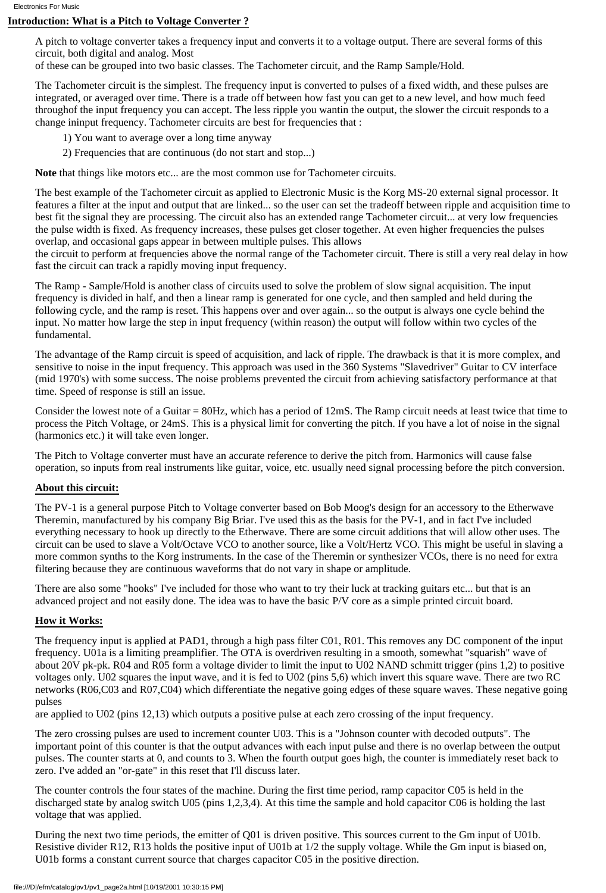## Introduction: What is a Pitch to Voltage Converter ?

A pitch to voltage converter takes a frequency input and converts it to a voltage output. There are several forms of this circuit, both digital and analog. Most
of these can be grouped into two basic classes. The Tachometer circuit, and the Ramp Sample/Hold.

The Tachometer circuit is the simplest. The frequency input is converted to pulses of a fixed width, and these pulses are integrated, or averaged over time. There is a trade off between how fast you can get to a new level, and how much feed throughof the input frequency you can accept. The less ripple you wantin the output, the slower the circuit responds to a change ininput frequency. Tachometer circuits are best for frequencies that :

1) You want to average over a long time anyway
2) Frequencies that are continuous (do not start and stop...)

**Note** that things like motors etc... are the most common use for Tachometer circuits.

The best example of the Tachometer circuit as applied to Electronic Music is the Korg MS-20 external signal processor. It features a filter at the input and output that are linked... so the user can set the tradeoff between ripple and acquisition time to best fit the signal they are processing. The circuit also has an extended range Tachometer circuit... at very low frequencies the pulse width is fixed. As frequency increases, these pulses get closer together. At even higher frequencies the pulses overlap, and occasional gaps appear in between multiple pulses. This allows
the circuit to perform at frequencies above the normal range of the Tachometer circuit. There is still a very real delay in how fast the circuit can track a rapidly moving input frequency.

The Ramp - Sample/Hold is another class of circuits used to solve the problem of slow signal acquisition. The input frequency is divided in half, and then a linear ramp is generated for one cycle, and then sampled and held during the following cycle, and the ramp is reset. This happens over and over again... so the output is always one cycle behind the input. No matter how large the step in input frequency (within reason) the output will follow within two cycles of the fundamental.

The advantage of the Ramp circuit is speed of acquisition, and lack of ripple. The drawback is that it is more complex, and sensitive to noise in the input frequency. This approach was used in the 360 Systems "Slavedriver" Guitar to CV interface (mid 1970's) with some success. The noise problems prevented the circuit from achieving satisfactory performance at that time. Speed of response is still an issue.

Consider the lowest note of a Guitar = 80Hz, which has a period of 12mS. The Ramp circuit needs at least twice that time to process the Pitch Voltage, or 24mS. This is a physical limit for converting the pitch. If you have a lot of noise in the signal (harmonics etc.) it will take even longer.

The Pitch to Voltage converter must have an accurate reference to derive the pitch from. Harmonics will cause false operation, so inputs from real instruments like guitar, voice, etc. usually need signal processing before the pitch conversion.

## About this circuit:

The PV-1 is a general purpose Pitch to Voltage converter based on Bob Moog's design for an accessory to the Etherwave Theremin, manufactured by his company Big Briar. I've used this as the basis for the PV-1, and in fact I've included everything necessary to hook up directly to the Etherwave. There are some circuit additions that will allow other uses. The circuit can be used to slave a Volt/Octave VCO to another source, like a Volt/Hertz VCO. This might be useful in slaving a more common synths to the Korg instruments. In the case of the Theremin or synthesizer VCOs, there is no need for extra filtering because they are continuous waveforms that do not vary in shape or amplitude.

There are also some "hooks" I've included for those who want to try their luck at tracking guitars etc... but that is an advanced project and not easily done. The idea was to have the basic P/V core as a simple printed circuit board.

## How it Works:

The frequency input is applied at PAD1, through a high pass filter C01, R01. This removes any DC component of the input frequency. U01a is a limiting preamplifier. The OTA is overdriven resulting in a smooth, somewhat "squarish" wave of about 20V pk-pk. R04 and R05 form a voltage divider to limit the input to U02 NAND schmitt trigger (pins 1,2) to positive voltages only. U02 squares the input wave, and it is fed to U02 (pins 5,6) which invert this square wave. There are two RC networks (R06,C03 and R07,C04) which differentiate the negative going edges of these square waves. These negative going pulses
are applied to U02 (pins 12,13) which outputs a positive pulse at each zero crossing of the input frequency.

The zero crossing pulses are used to increment counter U03. This is a "Johnson counter with decoded outputs". The important point of this counter is that the output advances with each input pulse and there is no overlap between the output pulses. The counter starts at 0, and counts to 3. When the fourth output goes high, the counter is immediately reset back to zero. I've added an "or-gate" in this reset that I'll discuss later.

The counter controls the four states of the machine. During the first time period, ramp capacitor C05 is held in the discharged state by analog switch U05 (pins 1,2,3,4). At this time the sample and hold capacitor C06 is holding the last voltage that was applied.

During the next two time periods, the emitter of Q01 is driven positive. This sources current to the Gm input of U01b. Resistive divider R12, R13 holds the positive input of U01b at 1/2 the supply voltage. While the Gm input is biased on, U01b forms a constant current source that charges capacitor C05 in the positive direction.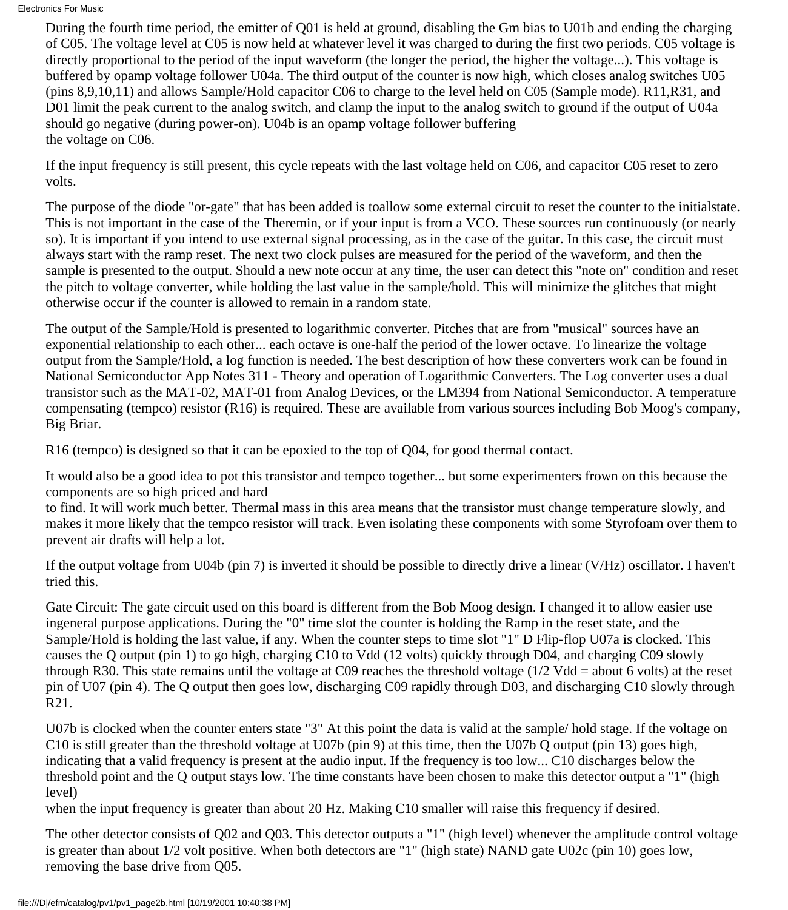During the fourth time period, the emitter of Q01 is held at ground, disabling the Gm bias to U01b and ending the charging of C05. The voltage level at C05 is now held at whatever level it was charged to during the first two periods. C05 voltage is directly proportional to the period of the input waveform (the longer the period, the higher the voltage...). This voltage is buffered by opamp voltage follower U04a. The third output of the counter is now high, which closes analog switches U05 (pins 8,9,10,11) and allows Sample/Hold capacitor C06 to charge to the level held on C05 (Sample mode). R11,R31, and D01 limit the peak current to the analog switch, and clamp the input to the analog switch to ground if the output of U04a should go negative (during power-on). U04b is an opamp voltage follower buffering
the voltage on C06.

If the input frequency is still present, this cycle repeats with the last voltage held on C06, and capacitor C05 reset to zero volts.

The purpose of the diode "or-gate" that has been added is toallow some external circuit to reset the counter to the initialstate. This is not important in the case of the Theremin, or if your input is from a VCO. These sources run continuously (or nearly so). It is important if you intend to use external signal processing, as in the case of the guitar. In this case, the circuit must always start with the ramp reset. The next two clock pulses are measured for the period of the waveform, and then the sample is presented to the output. Should a new note occur at any time, the user can detect this "note on" condition and reset the pitch to voltage converter, while holding the last value in the sample/hold. This will minimize the glitches that might otherwise occur if the counter is allowed to remain in a random state.

The output of the Sample/Hold is presented to logarithmic converter. Pitches that are from "musical" sources have an exponential relationship to each other... each octave is one-half the period of the lower octave. To linearize the voltage output from the Sample/Hold, a log function is needed. The best description of how these converters work can be found in National Semiconductor App Notes 311 - Theory and operation of Logarithmic Converters. The Log converter uses a dual transistor such as the MAT-02, MAT-01 from Analog Devices, or the LM394 from National Semiconductor. A temperature compensating (tempco) resistor (R16) is required. These are available from various sources including Bob Moog's company, Big Briar.

R16 (tempco) is designed so that it can be epoxied to the top of Q04, for good thermal contact.

It would also be a good idea to pot this transistor and tempco together... but some experimenters frown on this because the components are so high priced and hard
to find. It will work much better. Thermal mass in this area means that the transistor must change temperature slowly, and makes it more likely that the tempco resistor will track. Even isolating these components with some Styrofoam over them to prevent air drafts will help a lot.

If the output voltage from U04b (pin 7) is inverted it should be possible to directly drive a linear (V/Hz) oscillator. I haven't tried this.

Gate Circuit: The gate circuit used on this board is different from the Bob Moog design. I changed it to allow easier use ingeneral purpose applications. During the "0" time slot the counter is holding the Ramp in the reset state, and the Sample/Hold is holding the last value, if any. When the counter steps to time slot "1" D Flip-flop U07a is clocked. This causes the Q output (pin 1) to go high, charging C10 to Vdd (12 volts) quickly through D04, and charging C09 slowly through R30. This state remains until the voltage at C09 reaches the threshold voltage (1/2 Vdd = about 6 volts) at the reset pin of U07 (pin 4). The Q output then goes low, discharging C09 rapidly through D03, and discharging C10 slowly through R21.

U07b is clocked when the counter enters state "3" At this point the data is valid at the sample/ hold stage. If the voltage on C10 is still greater than the threshold voltage at U07b (pin 9) at this time, then the U07b Q output (pin 13) goes high, indicating that a valid frequency is present at the audio input. If the frequency is too low... C10 discharges below the threshold point and the Q output stays low. The time constants have been chosen to make this detector output a "1" (high level)
when the input frequency is greater than about 20 Hz. Making C10 smaller will raise this frequency if desired.

The other detector consists of Q02 and Q03. This detector outputs a "1" (high level) whenever the amplitude control voltage is greater than about 1/2 volt positive. When both detectors are "1" (high state) NAND gate U02c (pin 10) goes low, removing the base drive from Q05.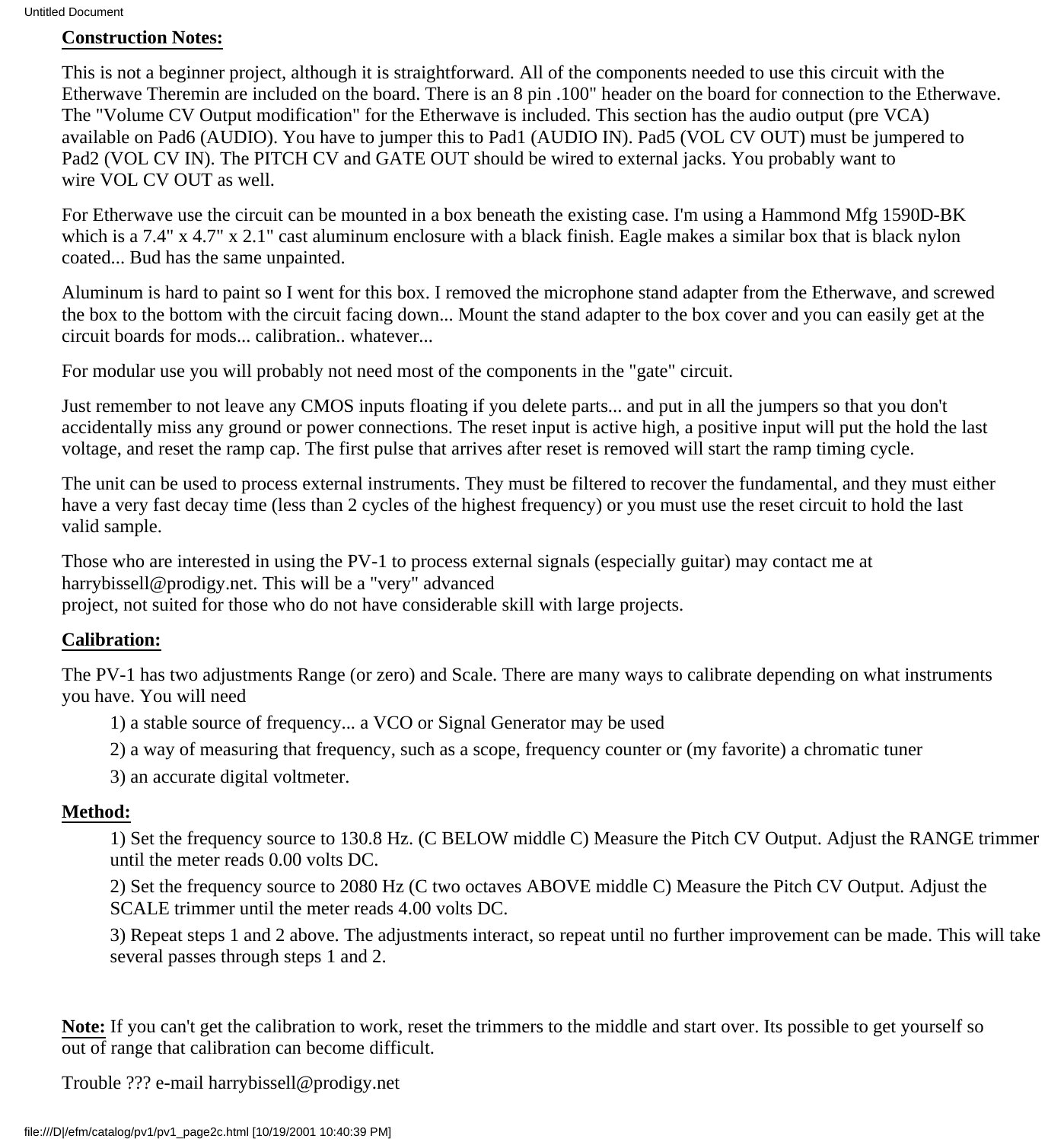**Construction Notes:**

This is not a beginner project, although it is straightforward. All of the components needed to use this circuit with the Etherwave Theremin are included on the board. There is an 8 pin .100" header on the board for connection to the Etherwave. The "Volume CV Output modification" for the Etherwave is included. This section has the audio output (pre VCA) available on Pad6 (AUDIO). You have to jumper this to Pad1 (AUDIO IN). Pad5 (VOL CV OUT) must be jumpered to Pad2 (VOL CV IN). The PITCH CV and GATE OUT should be wired to external jacks. You probably want to wire VOL CV OUT as well.

For Etherwave use the circuit can be mounted in a box beneath the existing case. I'm using a Hammond Mfg 1590D-BK which is a 7.4" x 4.7" x 2.1" cast aluminum enclosure with a black finish. Eagle makes a similar box that is black nylon coated... Bud has the same unpainted.

Aluminum is hard to paint so I went for this box. I removed the microphone stand adapter from the Etherwave, and screwed the box to the bottom with the circuit facing down... Mount the stand adapter to the box cover and you can easily get at the circuit boards for mods... calibration.. whatever...

For modular use you will probably not need most of the components in the "gate" circuit.

Just remember to not leave any CMOS inputs floating if you delete parts... and put in all the jumpers so that you don't accidentally miss any ground or power connections. The reset input is active high, a positive input will put the hold the last voltage, and reset the ramp cap. The first pulse that arrives after reset is removed will start the ramp timing cycle.

The unit can be used to process external instruments. They must be filtered to recover the fundamental, and they must either have a very fast decay time (less than 2 cycles of the highest frequency) or you must use the reset circuit to hold the last valid sample.

Those who are interested in using the PV-1 to process external signals (especially guitar) may contact me at harrybissell@prodigy.net. This will be a "very" advanced project, not suited for those who do not have considerable skill with large projects.

**Calibration:**

The PV-1 has two adjustments Range (or zero) and Scale. There are many ways to calibrate depending on what instruments you have. You will need

1) a stable source of frequency... a VCO or Signal Generator may be used

2) a way of measuring that frequency, such as a scope, frequency counter or (my favorite) a chromatic tuner

3) an accurate digital voltmeter.

**Method:**

1) Set the frequency source to 130.8 Hz. (C BELOW middle C) Measure the Pitch CV Output. Adjust the RANGE trimmer until the meter reads 0.00 volts DC.

2) Set the frequency source to 2080 Hz (C two octaves ABOVE middle C) Measure the Pitch CV Output. Adjust the SCALE trimmer until the meter reads 4.00 volts DC.

3) Repeat steps 1 and 2 above. The adjustments interact, so repeat until no further improvement can be made. This will take several passes through steps 1 and 2.

**Note:** If you can't get the calibration to work, reset the trimmers to the middle and start over. Its possible to get yourself so out of range that calibration can become difficult.

Trouble ??? e-mail harrybissell@prodigy.net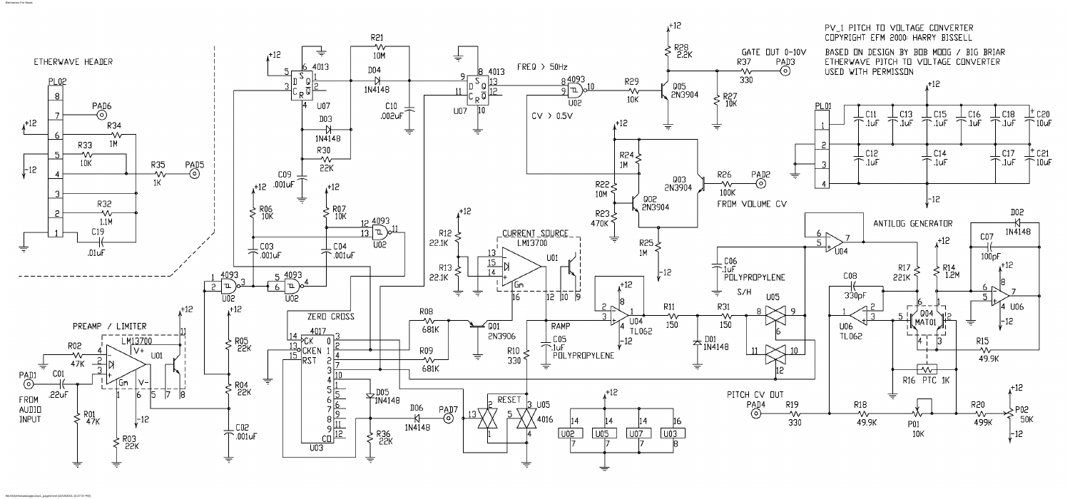PV_1 PITCH TO VOLTAGE CONVERTER
COPYRIGHT EFM 2000: HARRY BISSELL

BASED ON DESIGN BY BOB MOOG / BIG BRIAR
ETHERWAVE PITCH TO VOLTAGE CONVERTER
USED WITH PERMISSON

ETHERWAVE HEADER

PREAMP / LIMITER

ZERO CROSS

CURRENT SOURCE

ANTILOG GENERATOR

FROM AUDIO INPUT

GATE OUT 0-10V

FROM VOLUME CV

PITCH CV OUT

FREQ > 50Hz

CV > 0.5V

RAMP

RESET

S/H

POLYPROPYLENE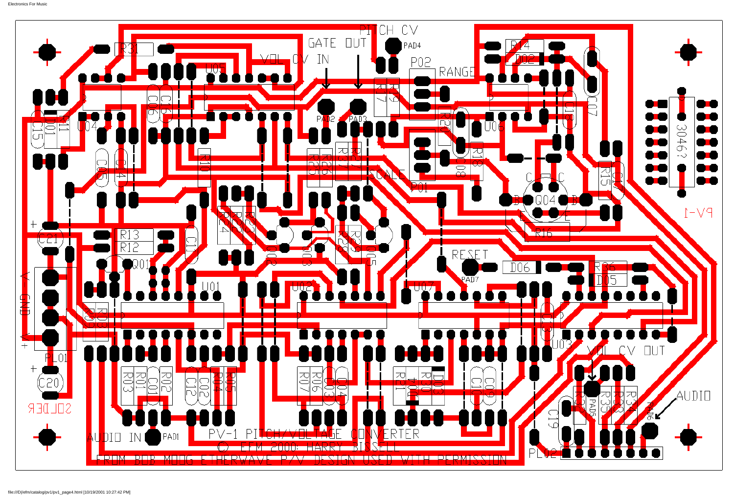PITCH CV

GATE OUT

VOL CV IN

RANGE

PAD4

PAD2 PAD3

CALF

RESET

PAD7

AUDIO IN PAD1

VOL CV OUT

AUDIO

PAD5

PAD6

V- GND V+

PL01

PL02

SOLDER

PV-1

3046?

PV-1 PITCH/VOLTAGE CONVERTER

© EFM 2000: HARRY BISSELL

FROM BOB MOOG ETHERWAVE P/V DESIGN USED WITH PERMISSION